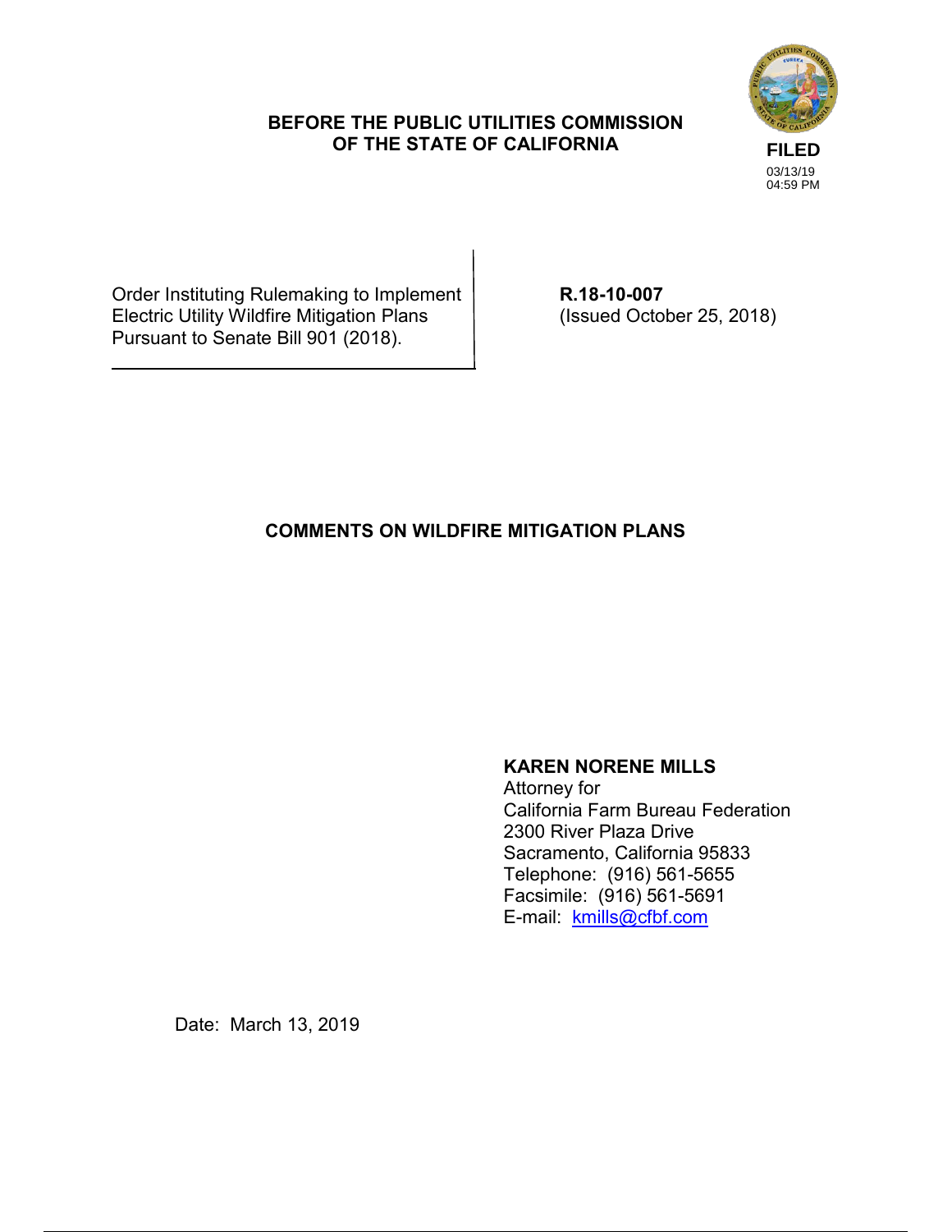**BEFORE THE PUBLIC UTILITIES COMMISSION**
**OF THE STATE OF CALIFORNIA**

**FILED**
03/13/19
04:59 PM

| Order Instituting Rulemaking to Implement Electric Utility Wildfire Mitigation Plans Pursuant to Senate Bill 901 (2018). | **R.18-10-007** (Issued October 25, 2018) |
|---|---|

## COMMENTS ON WILDFIRE MITIGATION PLANS

**KAREN NORENE MILLS**
Attorney for
California Farm Bureau Federation
2300 River Plaza Drive
Sacramento, California 95833
Telephone: (916) 561-5655
Facsimile: (916) 561-5691
E-mail: kmills@cfbf.com

Date: March 13, 2019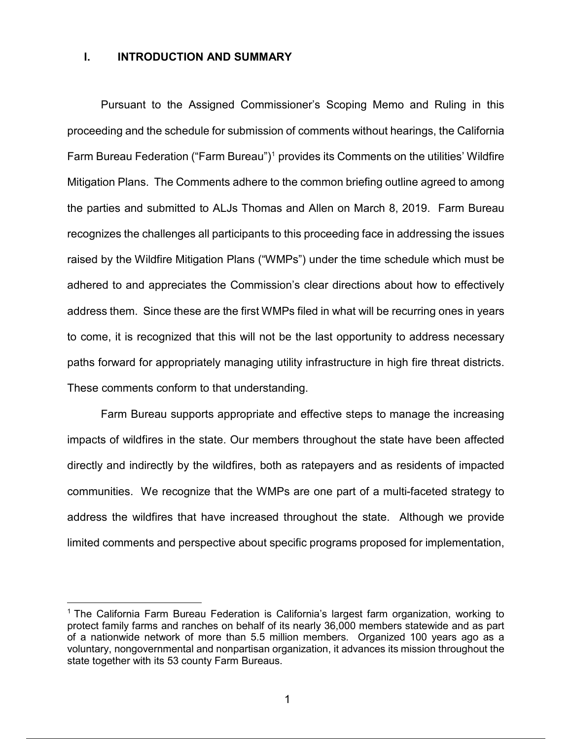## I. INTRODUCTION AND SUMMARY

Pursuant to the Assigned Commissioner's Scoping Memo and Ruling in this proceeding and the schedule for submission of comments without hearings, the California Farm Bureau Federation ("Farm Bureau")[1] provides its Comments on the utilities' Wildfire Mitigation Plans. The Comments adhere to the common briefing outline agreed to among the parties and submitted to ALJs Thomas and Allen on March 8, 2019. Farm Bureau recognizes the challenges all participants to this proceeding face in addressing the issues raised by the Wildfire Mitigation Plans ("WMPs") under the time schedule which must be adhered to and appreciates the Commission's clear directions about how to effectively address them. Since these are the first WMPs filed in what will be recurring ones in years to come, it is recognized that this will not be the last opportunity to address necessary paths forward for appropriately managing utility infrastructure in high fire threat districts. These comments conform to that understanding.

Farm Bureau supports appropriate and effective steps to manage the increasing impacts of wildfires in the state. Our members throughout the state have been affected directly and indirectly by the wildfires, both as ratepayers and as residents of impacted communities. We recognize that the WMPs are one part of a multi-faceted strategy to address the wildfires that have increased throughout the state. Although we provide limited comments and perspective about specific programs proposed for implementation,

[1] The California Farm Bureau Federation is California's largest farm organization, working to protect family farms and ranches on behalf of its nearly 36,000 members statewide and as part of a nationwide network of more than 5.5 million members. Organized 100 years ago as a voluntary, nongovernmental and nonpartisan organization, it advances its mission throughout the state together with its 53 county Farm Bureaus.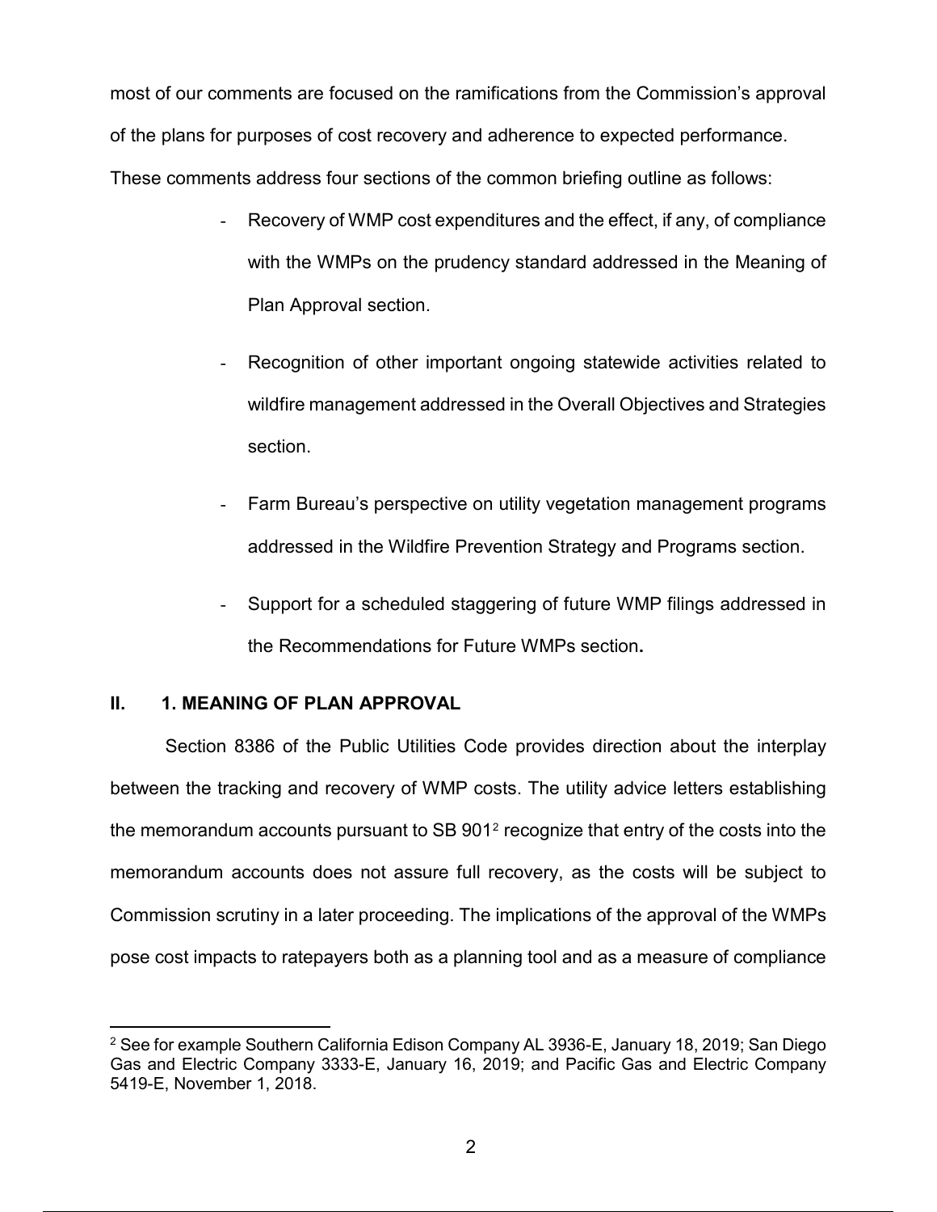most of our comments are focused on the ramifications from the Commission's approval of the plans for purposes of cost recovery and adherence to expected performance. These comments address four sections of the common briefing outline as follows:

- Recovery of WMP cost expenditures and the effect, if any, of compliance with the WMPs on the prudency standard addressed in the Meaning of Plan Approval section.
- Recognition of other important ongoing statewide activities related to wildfire management addressed in the Overall Objectives and Strategies section.
- Farm Bureau's perspective on utility vegetation management programs addressed in the Wildfire Prevention Strategy and Programs section.
- Support for a scheduled staggering of future WMP filings addressed in the Recommendations for Future WMPs section**.**

## II. 1. MEANING OF PLAN APPROVAL

Section 8386 of the Public Utilities Code provides direction about the interplay between the tracking and recovery of WMP costs. The utility advice letters establishing the memorandum accounts pursuant to SB 901[2] recognize that entry of the costs into the memorandum accounts does not assure full recovery, as the costs will be subject to Commission scrutiny in a later proceeding. The implications of the approval of the WMPs pose cost impacts to ratepayers both as a planning tool and as a measure of compliance

[2] See for example Southern California Edison Company AL 3936-E, January 18, 2019; San Diego Gas and Electric Company 3333-E, January 16, 2019; and Pacific Gas and Electric Company 5419-E, November 1, 2018.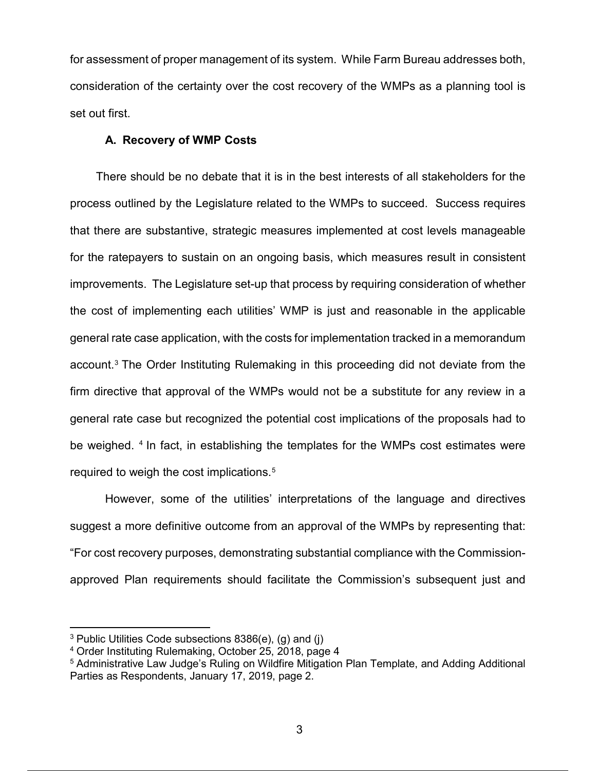for assessment of proper management of its system. While Farm Bureau addresses both, consideration of the certainty over the cost recovery of the WMPs as a planning tool is set out first.

### A. Recovery of WMP Costs

There should be no debate that it is in the best interests of all stakeholders for the process outlined by the Legislature related to the WMPs to succeed. Success requires that there are substantive, strategic measures implemented at cost levels manageable for the ratepayers to sustain on an ongoing basis, which measures result in consistent improvements. The Legislature set-up that process by requiring consideration of whether the cost of implementing each utilities' WMP is just and reasonable in the applicable general rate case application, with the costs for implementation tracked in a memorandum account.[3] The Order Instituting Rulemaking in this proceeding did not deviate from the firm directive that approval of the WMPs would not be a substitute for any review in a general rate case but recognized the potential cost implications of the proposals had to be weighed. [4] In fact, in establishing the templates for the WMPs cost estimates were required to weigh the cost implications.[5]

However, some of the utilities' interpretations of the language and directives suggest a more definitive outcome from an approval of the WMPs by representing that: "For cost recovery purposes, demonstrating substantial compliance with the Commission-approved Plan requirements should facilitate the Commission's subsequent just and

---

[3] Public Utilities Code subsections 8386(e), (g) and (j)

[4] Order Instituting Rulemaking, October 25, 2018, page 4

[5] Administrative Law Judge's Ruling on Wildfire Mitigation Plan Template, and Adding Additional Parties as Respondents, January 17, 2019, page 2.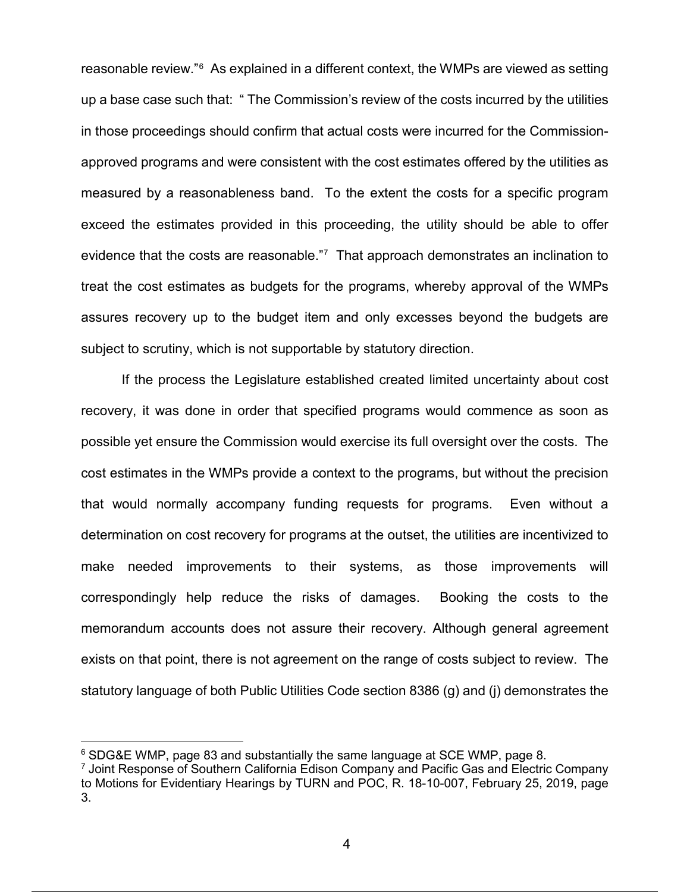reasonable review."[6] As explained in a different context, the WMPs are viewed as setting up a base case such that: " The Commission's review of the costs incurred by the utilities in those proceedings should confirm that actual costs were incurred for the Commission-approved programs and were consistent with the cost estimates offered by the utilities as measured by a reasonableness band. To the extent the costs for a specific program exceed the estimates provided in this proceeding, the utility should be able to offer evidence that the costs are reasonable."[7] That approach demonstrates an inclination to treat the cost estimates as budgets for the programs, whereby approval of the WMPs assures recovery up to the budget item and only excesses beyond the budgets are subject to scrutiny, which is not supportable by statutory direction.

If the process the Legislature established created limited uncertainty about cost recovery, it was done in order that specified programs would commence as soon as possible yet ensure the Commission would exercise its full oversight over the costs. The cost estimates in the WMPs provide a context to the programs, but without the precision that would normally accompany funding requests for programs. Even without a determination on cost recovery for programs at the outset, the utilities are incentivized to make needed improvements to their systems, as those improvements will correspondingly help reduce the risks of damages. Booking the costs to the memorandum accounts does not assure their recovery. Although general agreement exists on that point, there is not agreement on the range of costs subject to review. The statutory language of both Public Utilities Code section 8386 (g) and (j) demonstrates the

---

[6] SDG&E WMP, page 83 and substantially the same language at SCE WMP, page 8.

[7] Joint Response of Southern California Edison Company and Pacific Gas and Electric Company to Motions for Evidentiary Hearings by TURN and POC, R. 18-10-007, February 25, 2019, page 3.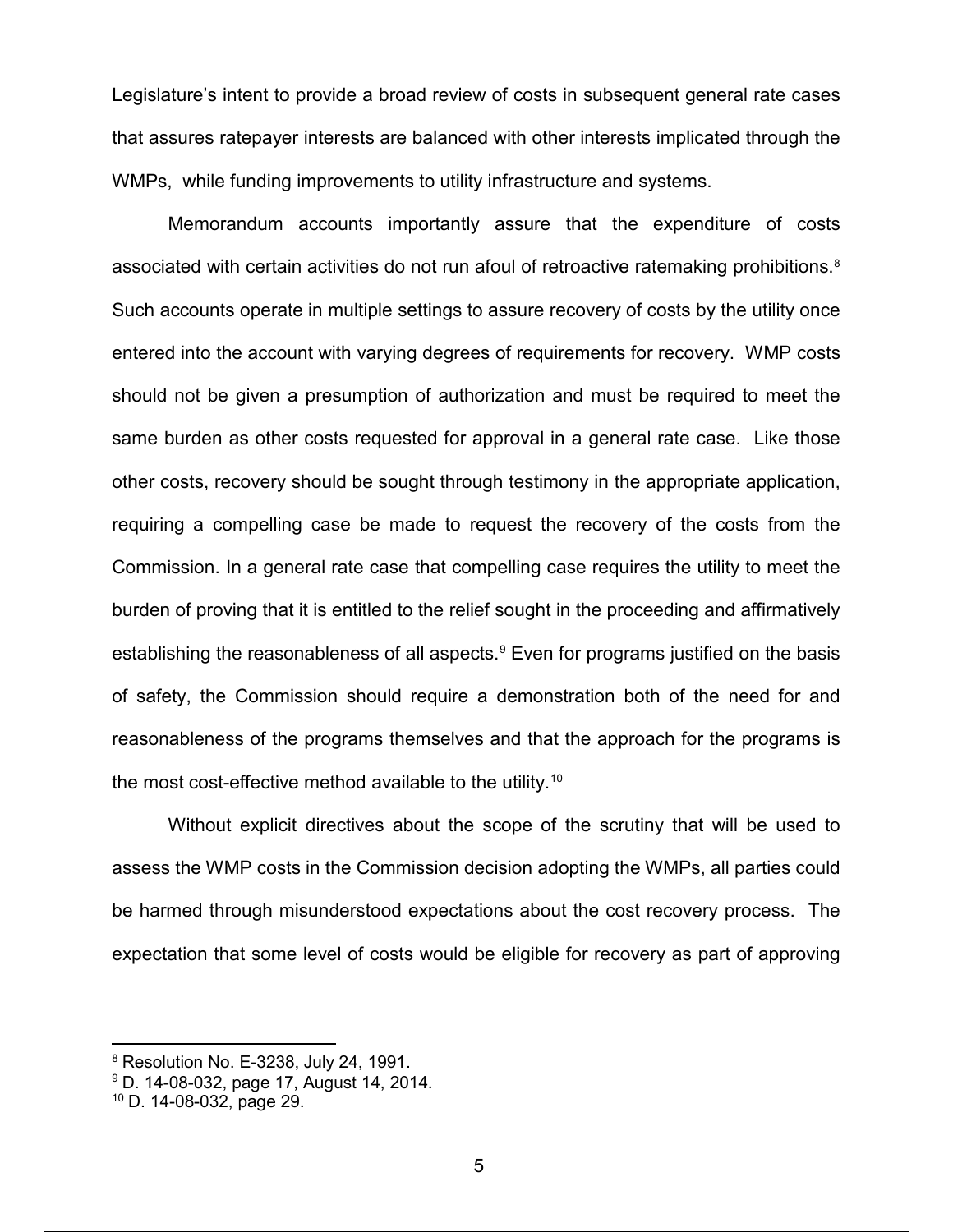Legislature's intent to provide a broad review of costs in subsequent general rate cases that assures ratepayer interests are balanced with other interests implicated through the WMPs, while funding improvements to utility infrastructure and systems.

Memorandum accounts importantly assure that the expenditure of costs associated with certain activities do not run afoul of retroactive ratemaking prohibitions.[8] Such accounts operate in multiple settings to assure recovery of costs by the utility once entered into the account with varying degrees of requirements for recovery. WMP costs should not be given a presumption of authorization and must be required to meet the same burden as other costs requested for approval in a general rate case. Like those other costs, recovery should be sought through testimony in the appropriate application, requiring a compelling case be made to request the recovery of the costs from the Commission. In a general rate case that compelling case requires the utility to meet the burden of proving that it is entitled to the relief sought in the proceeding and affirmatively establishing the reasonableness of all aspects.[9] Even for programs justified on the basis of safety, the Commission should require a demonstration both of the need for and reasonableness of the programs themselves and that the approach for the programs is the most cost-effective method available to the utility.[10]

Without explicit directives about the scope of the scrutiny that will be used to assess the WMP costs in the Commission decision adopting the WMPs, all parties could be harmed through misunderstood expectations about the cost recovery process. The expectation that some level of costs would be eligible for recovery as part of approving

---

[8] Resolution No. E-3238, July 24, 1991.

[9] D. 14-08-032, page 17, August 14, 2014.

[10] D. 14-08-032, page 29.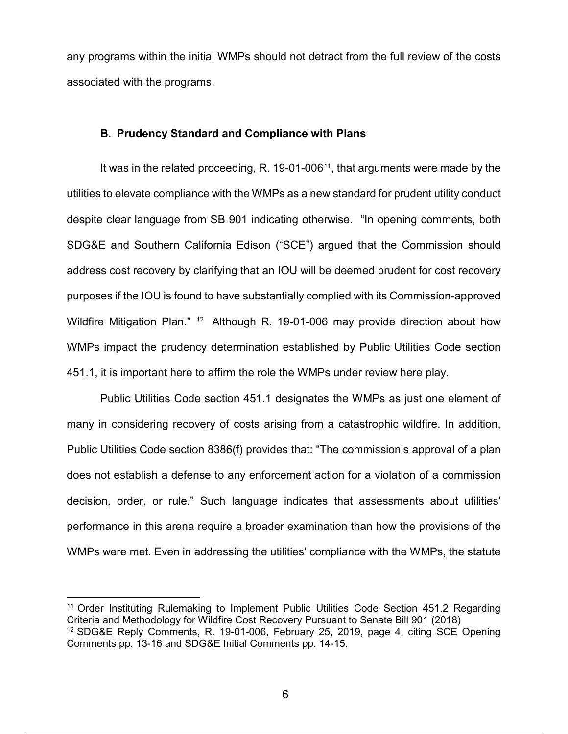any programs within the initial WMPs should not detract from the full review of the costs associated with the programs.

### B. Prudency Standard and Compliance with Plans

It was in the related proceeding, R. 19-01-006[11], that arguments were made by the utilities to elevate compliance with the WMPs as a new standard for prudent utility conduct despite clear language from SB 901 indicating otherwise. "In opening comments, both SDG&E and Southern California Edison ("SCE") argued that the Commission should address cost recovery by clarifying that an IOU will be deemed prudent for cost recovery purposes if the IOU is found to have substantially complied with its Commission-approved Wildfire Mitigation Plan." [12] Although R. 19-01-006 may provide direction about how WMPs impact the prudency determination established by Public Utilities Code section 451.1, it is important here to affirm the role the WMPs under review here play.

Public Utilities Code section 451.1 designates the WMPs as just one element of many in considering recovery of costs arising from a catastrophic wildfire. In addition, Public Utilities Code section 8386(f) provides that: "The commission's approval of a plan does not establish a defense to any enforcement action for a violation of a commission decision, order, or rule." Such language indicates that assessments about utilities' performance in this arena require a broader examination than how the provisions of the WMPs were met. Even in addressing the utilities' compliance with the WMPs, the statute

---

[11] Order Instituting Rulemaking to Implement Public Utilities Code Section 451.2 Regarding Criteria and Methodology for Wildfire Cost Recovery Pursuant to Senate Bill 901 (2018)

[12] SDG&E Reply Comments, R. 19-01-006, February 25, 2019, page 4, citing SCE Opening Comments pp. 13-16 and SDG&E Initial Comments pp. 14-15.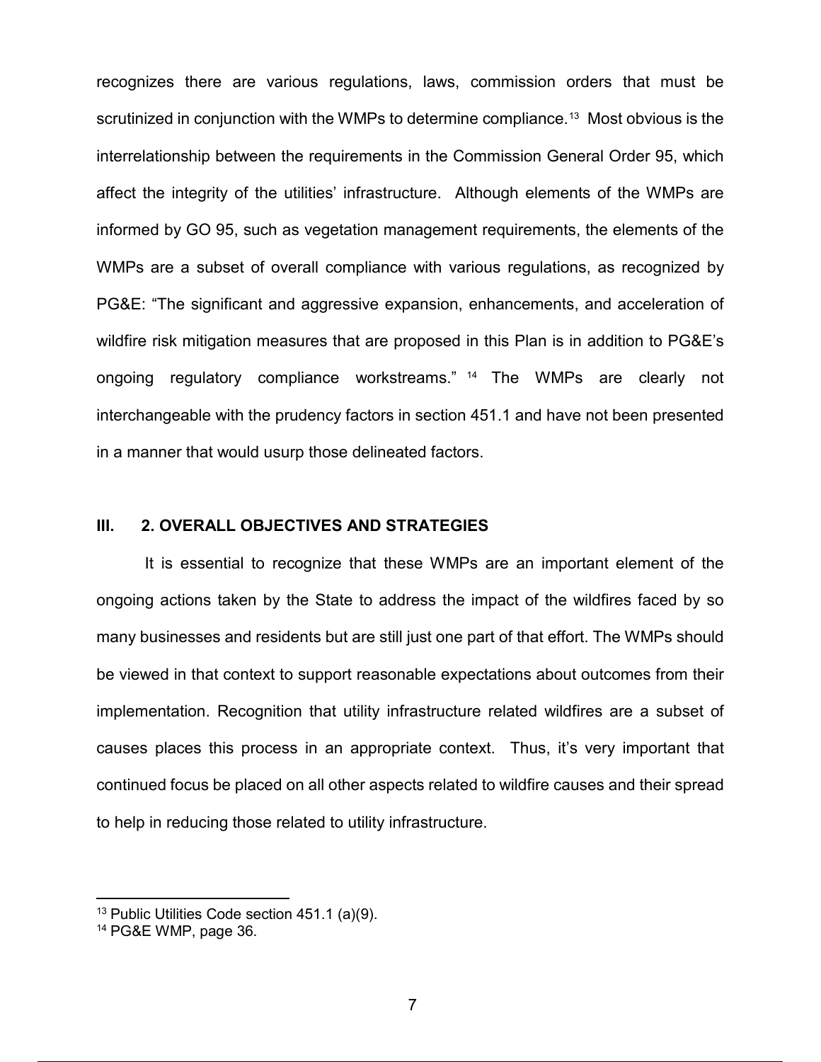recognizes there are various regulations, laws, commission orders that must be scrutinized in conjunction with the WMPs to determine compliance.[13] Most obvious is the interrelationship between the requirements in the Commission General Order 95, which affect the integrity of the utilities' infrastructure. Although elements of the WMPs are informed by GO 95, such as vegetation management requirements, the elements of the WMPs are a subset of overall compliance with various regulations, as recognized by PG&E: "The significant and aggressive expansion, enhancements, and acceleration of wildfire risk mitigation measures that are proposed in this Plan is in addition to PG&E's ongoing regulatory compliance workstreams."[14] The WMPs are clearly not interchangeable with the prudency factors in section 451.1 and have not been presented in a manner that would usurp those delineated factors.

## III. 2. OVERALL OBJECTIVES AND STRATEGIES

It is essential to recognize that these WMPs are an important element of the ongoing actions taken by the State to address the impact of the wildfires faced by so many businesses and residents but are still just one part of that effort. The WMPs should be viewed in that context to support reasonable expectations about outcomes from their implementation. Recognition that utility infrastructure related wildfires are a subset of causes places this process in an appropriate context. Thus, it's very important that continued focus be placed on all other aspects related to wildfire causes and their spread to help in reducing those related to utility infrastructure.

---

[13] Public Utilities Code section 451.1 (a)(9).

[14] PG&E WMP, page 36.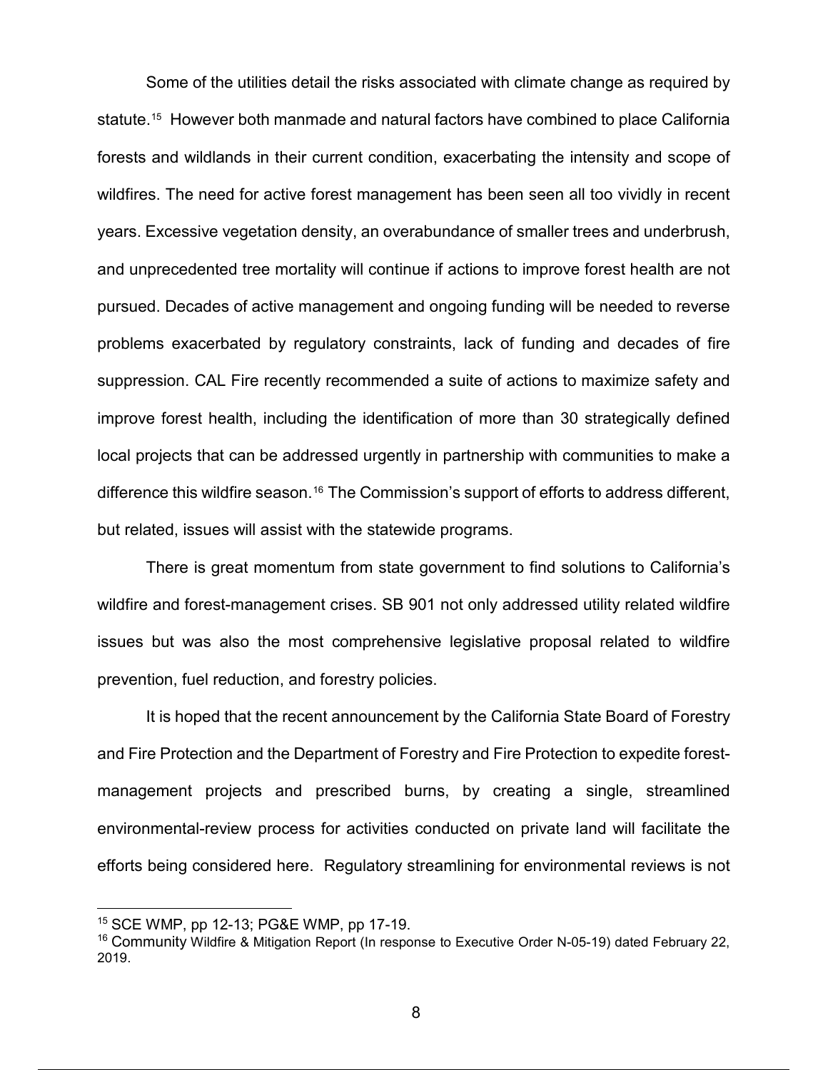Some of the utilities detail the risks associated with climate change as required by statute.[15] However both manmade and natural factors have combined to place California forests and wildlands in their current condition, exacerbating the intensity and scope of wildfires. The need for active forest management has been seen all too vividly in recent years. Excessive vegetation density, an overabundance of smaller trees and underbrush, and unprecedented tree mortality will continue if actions to improve forest health are not pursued. Decades of active management and ongoing funding will be needed to reverse problems exacerbated by regulatory constraints, lack of funding and decades of fire suppression. CAL Fire recently recommended a suite of actions to maximize safety and improve forest health, including the identification of more than 30 strategically defined local projects that can be addressed urgently in partnership with communities to make a difference this wildfire season.[16] The Commission's support of efforts to address different, but related, issues will assist with the statewide programs.

There is great momentum from state government to find solutions to California's wildfire and forest-management crises. SB 901 not only addressed utility related wildfire issues but was also the most comprehensive legislative proposal related to wildfire prevention, fuel reduction, and forestry policies.

It is hoped that the recent announcement by the California State Board of Forestry and Fire Protection and the Department of Forestry and Fire Protection to expedite forest-management projects and prescribed burns, by creating a single, streamlined environmental-review process for activities conducted on private land will facilitate the efforts being considered here. Regulatory streamlining for environmental reviews is not

---

[15] SCE WMP, pp 12-13; PG&E WMP, pp 17-19.

[16] Community Wildfire & Mitigation Report (In response to Executive Order N-05-19) dated February 22, 2019.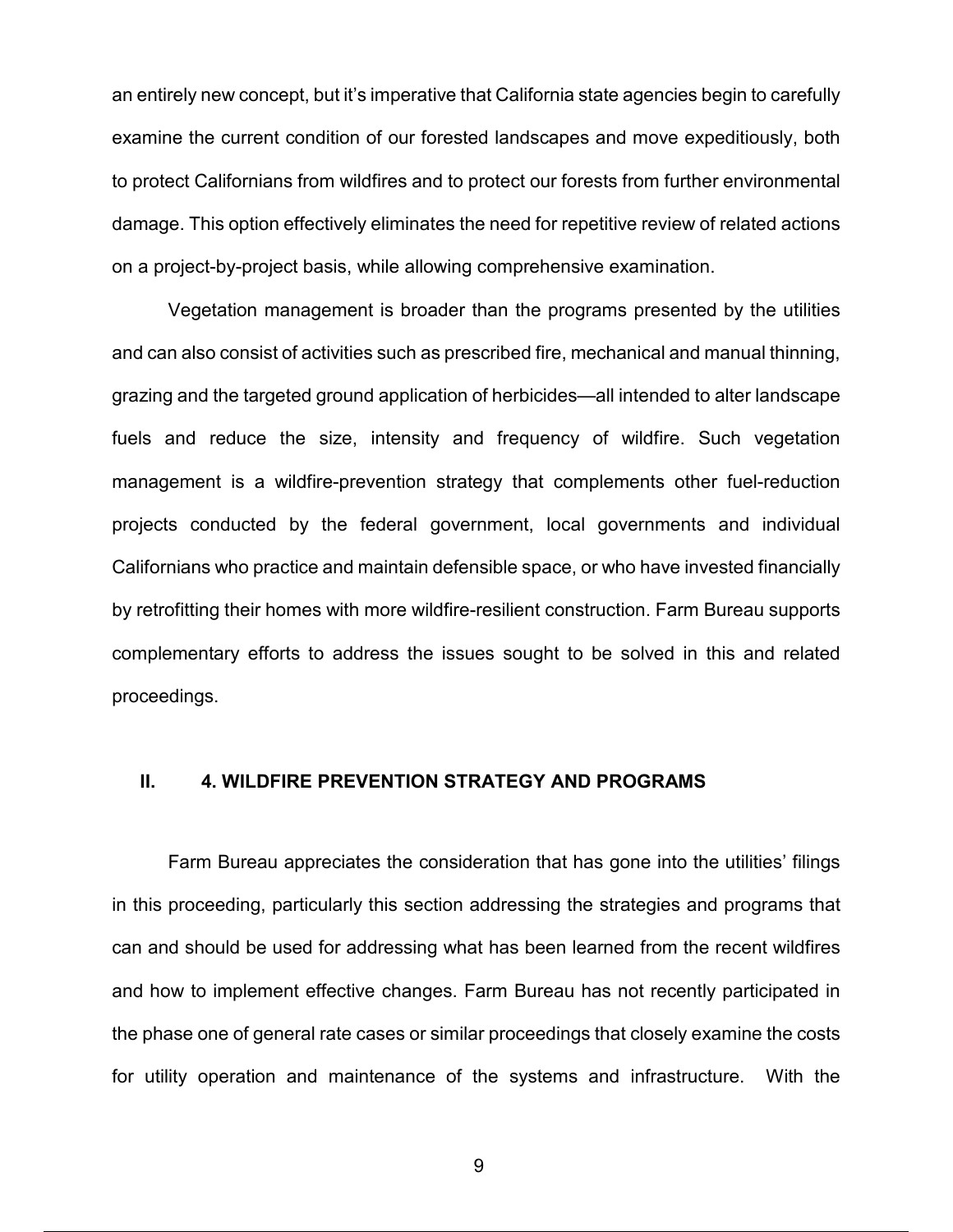an entirely new concept, but it's imperative that California state agencies begin to carefully examine the current condition of our forested landscapes and move expeditiously, both to protect Californians from wildfires and to protect our forests from further environmental damage. This option effectively eliminates the need for repetitive review of related actions on a project-by-project basis, while allowing comprehensive examination.

Vegetation management is broader than the programs presented by the utilities and can also consist of activities such as prescribed fire, mechanical and manual thinning, grazing and the targeted ground application of herbicides—all intended to alter landscape fuels and reduce the size, intensity and frequency of wildfire. Such vegetation management is a wildfire-prevention strategy that complements other fuel-reduction projects conducted by the federal government, local governments and individual Californians who practice and maintain defensible space, or who have invested financially by retrofitting their homes with more wildfire-resilient construction. Farm Bureau supports complementary efforts to address the issues sought to be solved in this and related proceedings.

## II. 4. WILDFIRE PREVENTION STRATEGY AND PROGRAMS

Farm Bureau appreciates the consideration that has gone into the utilities' filings in this proceeding, particularly this section addressing the strategies and programs that can and should be used for addressing what has been learned from the recent wildfires and how to implement effective changes. Farm Bureau has not recently participated in the phase one of general rate cases or similar proceedings that closely examine the costs for utility operation and maintenance of the systems and infrastructure. With the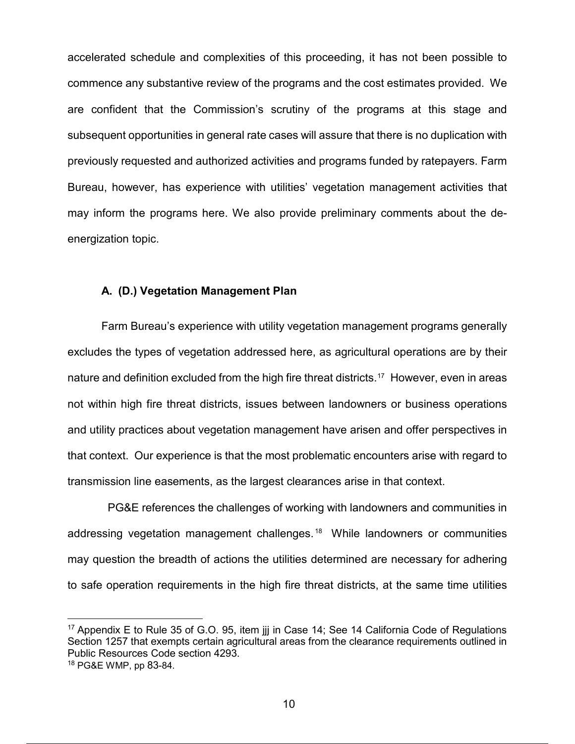accelerated schedule and complexities of this proceeding, it has not been possible to commence any substantive review of the programs and the cost estimates provided. We are confident that the Commission's scrutiny of the programs at this stage and subsequent opportunities in general rate cases will assure that there is no duplication with previously requested and authorized activities and programs funded by ratepayers. Farm Bureau, however, has experience with utilities' vegetation management activities that may inform the programs here. We also provide preliminary comments about the de-energization topic.

### A. (D.) Vegetation Management Plan

Farm Bureau's experience with utility vegetation management programs generally excludes the types of vegetation addressed here, as agricultural operations are by their nature and definition excluded from the high fire threat districts.[17] However, even in areas not within high fire threat districts, issues between landowners or business operations and utility practices about vegetation management have arisen and offer perspectives in that context. Our experience is that the most problematic encounters arise with regard to transmission line easements, as the largest clearances arise in that context.

PG&E references the challenges of working with landowners and communities in addressing vegetation management challenges.[18] While landowners or communities may question the breadth of actions the utilities determined are necessary for adhering to safe operation requirements in the high fire threat districts, at the same time utilities

---

[17] Appendix E to Rule 35 of G.O. 95, item jjj in Case 14; See 14 California Code of Regulations Section 1257 that exempts certain agricultural areas from the clearance requirements outlined in Public Resources Code section 4293.

[18] PG&E WMP, pp 83-84.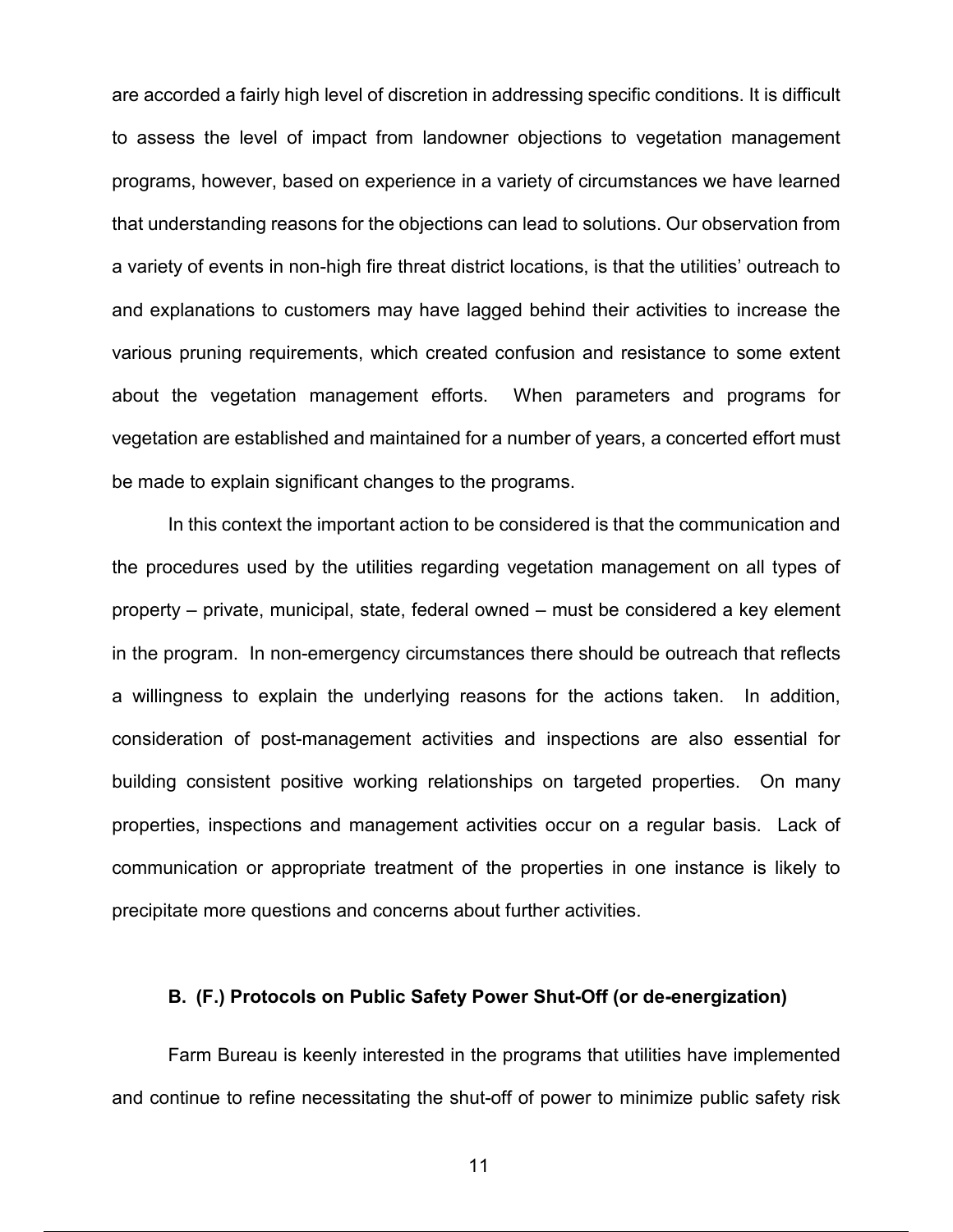are accorded a fairly high level of discretion in addressing specific conditions. It is difficult to assess the level of impact from landowner objections to vegetation management programs, however, based on experience in a variety of circumstances we have learned that understanding reasons for the objections can lead to solutions. Our observation from a variety of events in non-high fire threat district locations, is that the utilities' outreach to and explanations to customers may have lagged behind their activities to increase the various pruning requirements, which created confusion and resistance to some extent about the vegetation management efforts. When parameters and programs for vegetation are established and maintained for a number of years, a concerted effort must be made to explain significant changes to the programs.

In this context the important action to be considered is that the communication and the procedures used by the utilities regarding vegetation management on all types of property – private, municipal, state, federal owned – must be considered a key element in the program. In non-emergency circumstances there should be outreach that reflects a willingness to explain the underlying reasons for the actions taken. In addition, consideration of post-management activities and inspections are also essential for building consistent positive working relationships on targeted properties. On many properties, inspections and management activities occur on a regular basis. Lack of communication or appropriate treatment of the properties in one instance is likely to precipitate more questions and concerns about further activities.

### B. (F.) Protocols on Public Safety Power Shut-Off (or de-energization)

Farm Bureau is keenly interested in the programs that utilities have implemented and continue to refine necessitating the shut-off of power to minimize public safety risk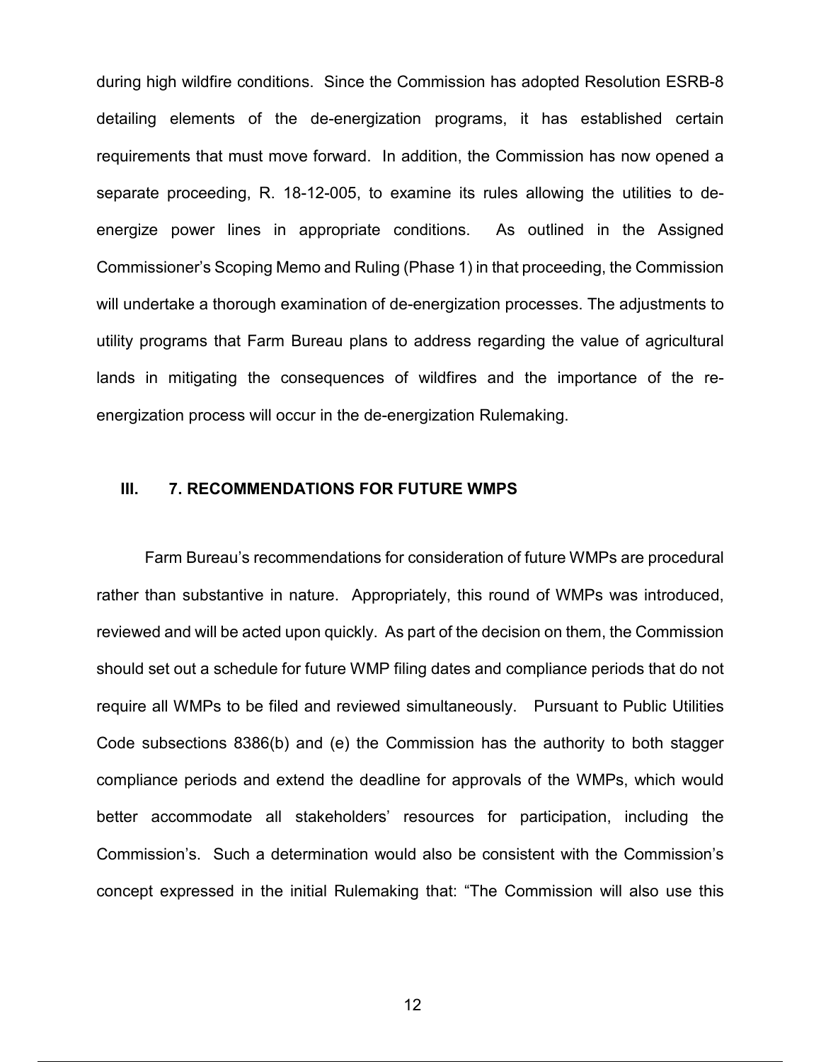during high wildfire conditions. Since the Commission has adopted Resolution ESRB-8 detailing elements of the de-energization programs, it has established certain requirements that must move forward. In addition, the Commission has now opened a separate proceeding, R. 18-12-005, to examine its rules allowing the utilities to de-energize power lines in appropriate conditions. As outlined in the Assigned Commissioner's Scoping Memo and Ruling (Phase 1) in that proceeding, the Commission will undertake a thorough examination of de-energization processes. The adjustments to utility programs that Farm Bureau plans to address regarding the value of agricultural lands in mitigating the consequences of wildfires and the importance of the re-energization process will occur in the de-energization Rulemaking.

## III. 7. RECOMMENDATIONS FOR FUTURE WMPS

Farm Bureau's recommendations for consideration of future WMPs are procedural rather than substantive in nature. Appropriately, this round of WMPs was introduced, reviewed and will be acted upon quickly. As part of the decision on them, the Commission should set out a schedule for future WMP filing dates and compliance periods that do not require all WMPs to be filed and reviewed simultaneously. Pursuant to Public Utilities Code subsections 8386(b) and (e) the Commission has the authority to both stagger compliance periods and extend the deadline for approvals of the WMPs, which would better accommodate all stakeholders' resources for participation, including the Commission's. Such a determination would also be consistent with the Commission's concept expressed in the initial Rulemaking that: "The Commission will also use this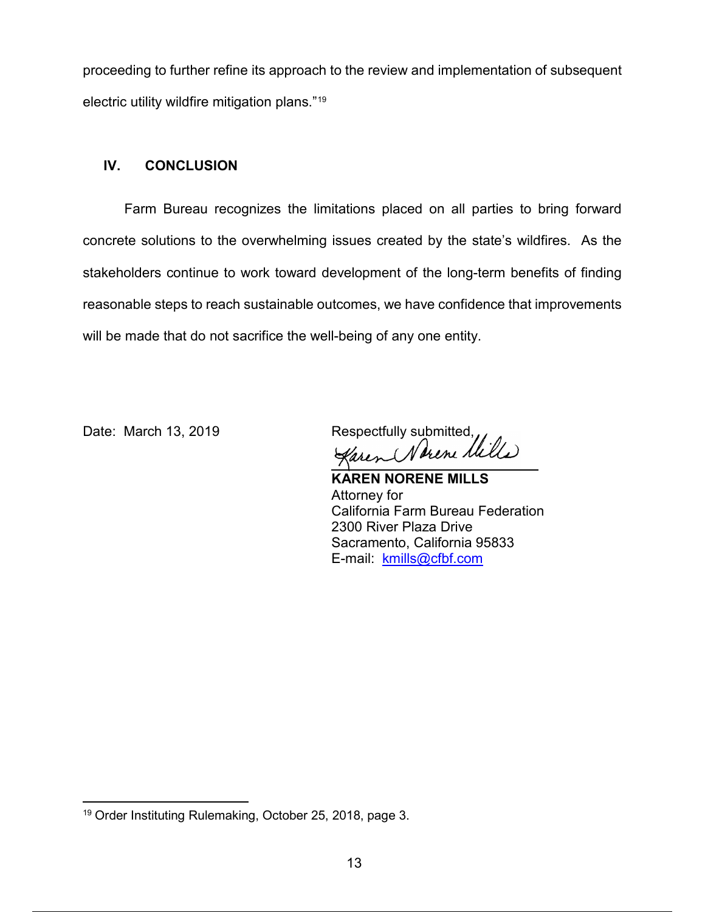proceeding to further refine its approach to the review and implementation of subsequent electric utility wildfire mitigation plans."[19]

## IV. CONCLUSION

Farm Bureau recognizes the limitations placed on all parties to bring forward concrete solutions to the overwhelming issues created by the state's wildfires. As the stakeholders continue to work toward development of the long-term benefits of finding reasonable steps to reach sustainable outcomes, we have confidence that improvements will be made that do not sacrifice the well-being of any one entity.

Date: March 13, 2019

Respectfully submitted,

Karen Norene Mills

**KAREN NORENE MILLS**
Attorney for
California Farm Bureau Federation
2300 River Plaza Drive
Sacramento, California 95833
E-mail: kmills@cfbf.com

[19] Order Instituting Rulemaking, October 25, 2018, page 3.